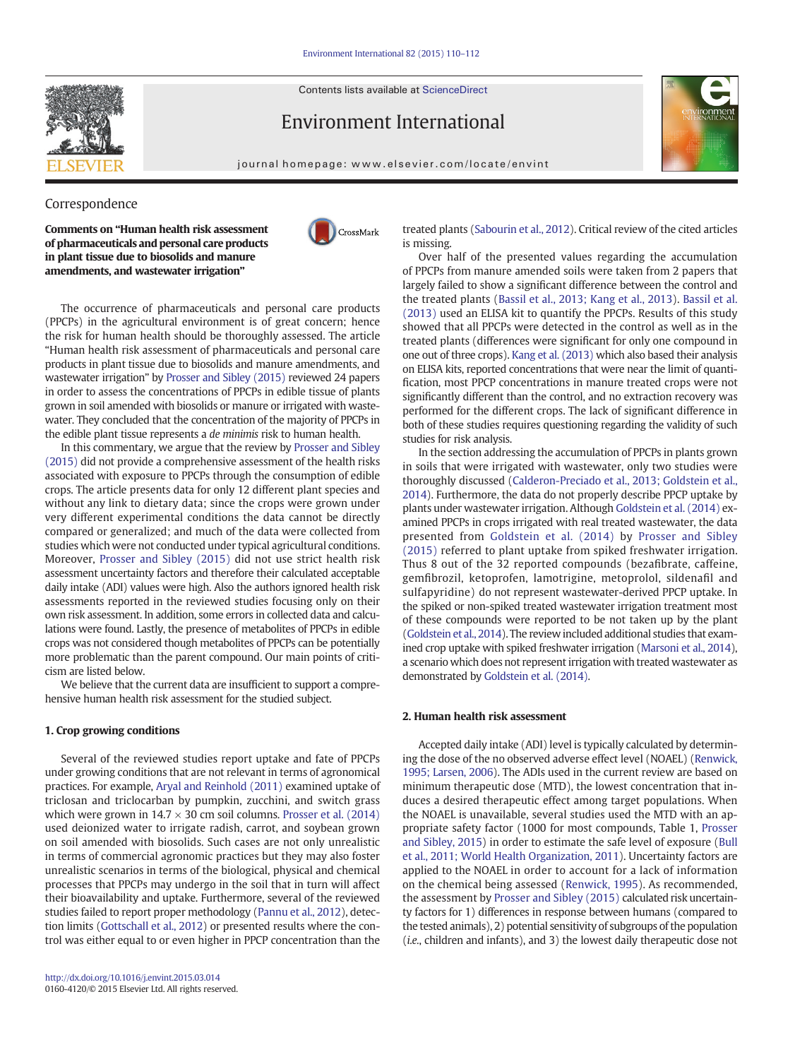Correspondence

# Comments on "Human health risk assessment of pharmaceuticals and personal care products in plant tissue due to biosolids and manure amendments, and wastewater irrigation"

The occurrence of pharmaceuticals and personal care products (PPCPs) in the agricultural environment is of great concern; hence the risk for human health should be thoroughly assessed. The article "Human health risk assessment of pharmaceuticals and personal care products in plant tissue due to biosolids and manure amendments, and wastewater irrigation" by Prosser and Sibley (2015) reviewed 24 papers in order to assess the concentrations of PPCPs in edible tissue of plants grown in soil amended with biosolids or manure or irrigated with wastewater. They concluded that the concentration of the majority of PPCPs in the edible plant tissue represents a *de minimis* risk to human health.

In this commentary, we argue that the review by Prosser and Sibley (2015) did not provide a comprehensive assessment of the health risks associated with exposure to PPCPs through the consumption of edible crops. The article presents data for only 12 different plant species and without any link to dietary data; since the crops were grown under very different experimental conditions the data cannot be directly compared or generalized; and much of the data were collected from studies which were not conducted under typical agricultural conditions. Moreover, Prosser and Sibley (2015) did not use strict health risk assessment uncertainty factors and therefore their calculated acceptable daily intake (ADI) values were high. Also the authors ignored health risk assessments reported in the reviewed studies focusing only on their own risk assessment. In addition, some errors in collected data and calculations were found. Lastly, the presence of metabolites of PPCPs in edible crops was not considered though metabolites of PPCPs can be potentially more problematic than the parent compound. Our main points of criticism are listed below.

We believe that the current data are insufficient to support a comprehensive human health risk assessment for the studied subject.

## 1. Crop growing conditions

Several of the reviewed studies report uptake and fate of PPCPs under growing conditions that are not relevant in terms of agronomical practices. For example, Aryal and Reinhold (2011) examined uptake of triclosan and triclocarban by pumpkin, zucchini, and switch grass which were grown in 14.7 × 30 cm soil columns. Prosser et al. (2014) used deionized water to irrigate radish, carrot, and soybean grown on soil amended with biosolids. Such cases are not only unrealistic in terms of commercial agronomic practices but they may also foster unrealistic scenarios in terms of the biological, physical and chemical processes that PPCPs may undergo in the soil that in turn will affect their bioavailability and uptake. Furthermore, several of the reviewed studies failed to report proper methodology (Pannu et al., 2012), detection limits (Gottschall et al., 2012) or presented results where the control was either equal to or even higher in PPCP concentration than the treated plants (Sabourin et al., 2012). Critical review of the cited articles is missing.

Over half of the presented values regarding the accumulation of PPCPs from manure amended soils were taken from 2 papers that largely failed to show a significant difference between the control and the treated plants (Bassil et al., 2013; Kang et al., 2013). Bassil et al. (2013) used an ELISA kit to quantify the PPCPs. Results of this study showed that all PPCPs were detected in the control as well as in the treated plants (differences were significant for only one compound in one out of three crops). Kang et al. (2013) which also based their analysis on ELISA kits, reported concentrations that were near the limit of quantification, most PPCP concentrations in manure treated crops were not significantly different than the control, and no extraction recovery was performed for the different crops. The lack of significant difference in both of these studies requires questioning regarding the validity of such studies for risk analysis.

In the section addressing the accumulation of PPCPs in plants grown in soils that were irrigated with wastewater, only two studies were thoroughly discussed (Calderon-Preciado et al., 2013; Goldstein et al., 2014). Furthermore, the data do not properly describe PPCP uptake by plants under wastewater irrigation. Although Goldstein et al. (2014) examined PPCPs in crops irrigated with real treated wastewater, the data presented from Goldstein et al. (2014) by Prosser and Sibley (2015) referred to plant uptake from spiked freshwater irrigation. Thus 8 out of the 32 reported compounds (bezafibrate, caffeine, gemfibrozil, ketoprofen, lamotrigine, metoprolol, sildenafil and sulfapyridine) do not represent wastewater-derived PPCP uptake. In the spiked or non-spiked treated wastewater irrigation treatment most of these compounds were reported to be not taken up by the plant (Goldstein et al., 2014). The review included additional studies that examined crop uptake with spiked freshwater irrigation (Marsoni et al., 2014), a scenario which does not represent irrigation with treated wastewater as demonstrated by Goldstein et al. (2014).

## 2. Human health risk assessment

Accepted daily intake (ADI) level is typically calculated by determining the dose of the no observed adverse effect level (NOAEL) (Renwick, 1995; Larsen, 2006). The ADIs used in the current review are based on minimum therapeutic dose (MTD), the lowest concentration that induces a desired therapeutic effect among target populations. When the NOAEL is unavailable, several studies used the MTD with an appropriate safety factor (1000 for most compounds, Table 1, Prosser and Sibley, 2015) in order to estimate the safe level of exposure (Bull et al., 2011; World Health Organization, 2011). Uncertainty factors are applied to the NOAEL in order to account for a lack of information on the chemical being assessed (Renwick, 1995). As recommended, the assessment by Prosser and Sibley (2015) calculated risk uncertainty factors for 1) differences in response between humans (compared to the tested animals), 2) potential sensitivity of subgroups of the population (*i.e.*, children and infants), and 3) the lowest daily therapeutic dose not

http://dx.doi.org/10.1016/j.envint.2015.03.014
0160-4120/© 2015 Elsevier Ltd. All rights reserved.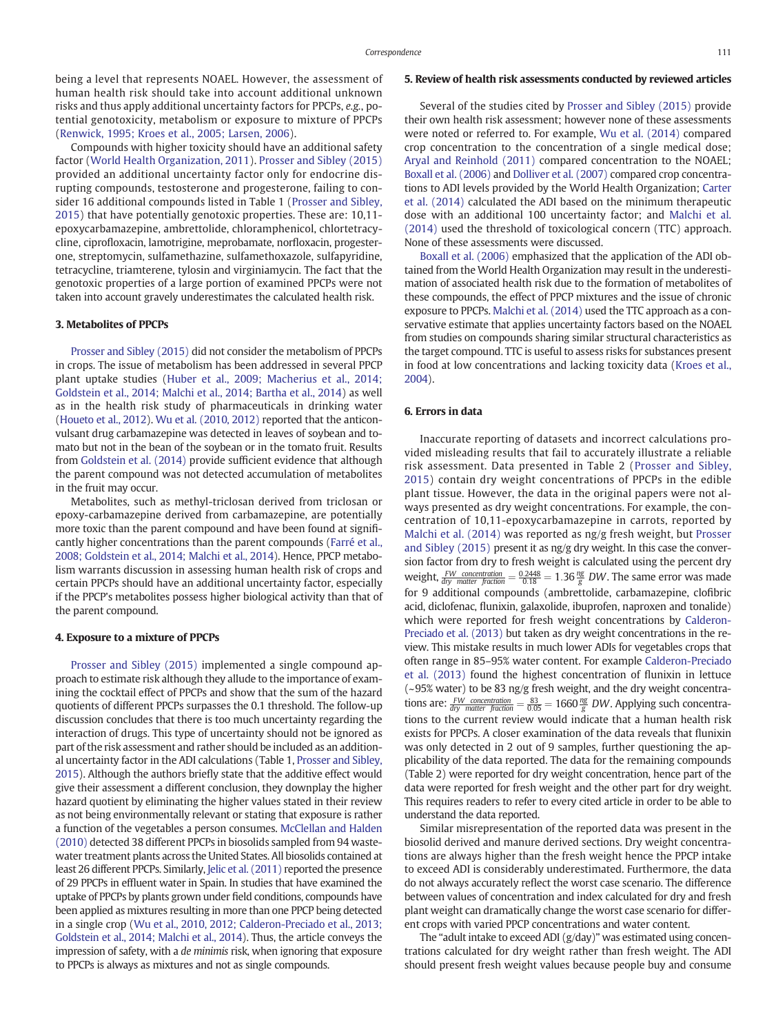being a level that represents NOAEL. However, the assessment of human health risk should take into account additional unknown risks and thus apply additional uncertainty factors for PPCPs, *e.g.*, potential genotoxicity, metabolism or exposure to mixture of PPCPs (Renwick, 1995; Kroes et al., 2005; Larsen, 2006).

Compounds with higher toxicity should have an additional safety factor (World Health Organization, 2011). Prosser and Sibley (2015) provided an additional uncertainty factor only for endocrine disrupting compounds, testosterone and progesterone, failing to consider 16 additional compounds listed in Table 1 (Prosser and Sibley, 2015) that have potentially genotoxic properties. These are: 10,11-epoxycarbamazepine, ambrettolide, chloramphenicol, chlortetracycline, ciprofloxacin, lamotrigine, meprobamate, norfloxacin, progesterone, streptomycin, sulfamethazine, sulfamethoxazole, sulfapyridine, tetracycline, triamterene, tylosin and virginiamycin. The fact that the genotoxic properties of a large portion of examined PPCPs were not taken into account gravely underestimates the calculated health risk.

### 3. Metabolites of PPCPs

Prosser and Sibley (2015) did not consider the metabolism of PPCPs in crops. The issue of metabolism has been addressed in several PPCP plant uptake studies (Huber et al., 2009; Macherius et al., 2014; Goldstein et al., 2014; Malchi et al., 2014; Bartha et al., 2014) as well as in the health risk study of pharmaceuticals in drinking water (Houeto et al., 2012). Wu et al. (2010, 2012) reported that the anticonvulsant drug carbamazepine was detected in leaves of soybean and tomato but not in the bean of the soybean or in the tomato fruit. Results from Goldstein et al. (2014) provide sufficient evidence that although the parent compound was not detected accumulation of metabolites in the fruit may occur.

Metabolites, such as methyl-triclosan derived from triclosan or epoxy-carbamazepine derived from carbamazepine, are potentially more toxic than the parent compound and have been found at significantly higher concentrations than the parent compounds (Farré et al., 2008; Goldstein et al., 2014; Malchi et al., 2014). Hence, PPCP metabolism warrants discussion in assessing human health risk of crops and certain PPCPs should have an additional uncertainty factor, especially if the PPCP's metabolites possess higher biological activity than that of the parent compound.

### 4. Exposure to a mixture of PPCPs

Prosser and Sibley (2015) implemented a single compound approach to estimate risk although they allude to the importance of examining the cocktail effect of PPCPs and show that the sum of the hazard quotients of different PPCPs surpasses the 0.1 threshold. The follow-up discussion concludes that there is too much uncertainty regarding the interaction of drugs. This type of uncertainty should not be ignored as part of the risk assessment and rather should be included as an additional uncertainty factor in the ADI calculations (Table 1, Prosser and Sibley, 2015). Although the authors briefly state that the additive effect would give their assessment a different conclusion, they downplay the higher hazard quotient by eliminating the higher values stated in their review as not being environmentally relevant or stating that exposure is rather a function of the vegetables a person consumes. McClellan and Halden (2010) detected 38 different PPCPs in biosolids sampled from 94 wastewater treatment plants across the United States. All biosolids contained at least 26 different PPCPs. Similarly, Jelic et al. (2011) reported the presence of 29 PPCPs in effluent water in Spain. In studies that have examined the uptake of PPCPs by plants grown under field conditions, compounds have been applied as mixtures resulting in more than one PPCP being detected in a single crop (Wu et al., 2010, 2012; Calderon-Preciado et al., 2013; Goldstein et al., 2014; Malchi et al., 2014). Thus, the article conveys the impression of safety, with a *de minimis* risk, when ignoring that exposure to PPCPs is always as mixtures and not as single compounds.

### 5. Review of health risk assessments conducted by reviewed articles

Several of the studies cited by Prosser and Sibley (2015) provide their own health risk assessment; however none of these assessments were noted or referred to. For example, Wu et al. (2014) compared crop concentration to the concentration of a single medical dose; Aryal and Reinhold (2011) compared concentration to the NOAEL; Boxall et al. (2006) and Dolliver et al. (2007) compared crop concentrations to ADI levels provided by the World Health Organization; Carter et al. (2014) calculated the ADI based on the minimum therapeutic dose with an additional 100 uncertainty factor; and Malchi et al. (2014) used the threshold of toxicological concern (TTC) approach. None of these assessments were discussed.

Boxall et al. (2006) emphasized that the application of the ADI obtained from the World Health Organization may result in the underestimation of associated health risk due to the formation of metabolites of these compounds, the effect of PPCP mixtures and the issue of chronic exposure to PPCPs. Malchi et al. (2014) used the TTC approach as a conservative estimate that applies uncertainty factors based on the NOAEL from studies on compounds sharing similar structural characteristics as the target compound. TTC is useful to assess risks for substances present in food at low concentrations and lacking toxicity data (Kroes et al., 2004).

### 6. Errors in data

Inaccurate reporting of datasets and incorrect calculations provided misleading results that fail to accurately illustrate a reliable risk assessment. Data presented in Table 2 (Prosser and Sibley, 2015) contain dry weight concentrations of PPCPs in the edible plant tissue. However, the data in the original papers were not always presented as dry weight concentrations. For example, the concentration of 10,11-epoxycarbamazepine in carrots, reported by Malchi et al. (2014) was reported as ng/g fresh weight, but Prosser and Sibley (2015) present it as ng/g dry weight. In this case the conversion factor from dry to fresh weight is calculated using the percent dry weight, $\frac{FW\ \ concentration}{dry\ \ matter\ \ fraction} = \frac{0.2448}{0.18} = 1.36\frac{ng}{g}\ DW$. The same error was made for 9 additional compounds (ambrettolide, carbamazepine, clofibric acid, diclofenac, flunixin, galaxolide, ibuprofen, naproxen and tonalide) which were reported for fresh weight concentrations by Calderon-Preciado et al. (2013) but taken as dry weight concentrations in the review. This mistake results in much lower ADIs for vegetables crops that often range in 85–95% water content. For example Calderon-Preciado et al. (2013) found the highest concentration of flunixin in lettuce (~95% water) to be 83 ng/g fresh weight, and the dry weight concentrations are: $\frac{FW\ \ concentration}{dry\ \ matter\ \ fraction} = \frac{83}{0.05} = 1660\frac{ng}{g}\ DW$. Applying such concentrations to the current review would indicate that a human health risk exists for PPCPs. A closer examination of the data reveals that flunixin was only detected in 2 out of 9 samples, further questioning the applicability of the data reported. The data for the remaining compounds (Table 2) were reported for dry weight concentration, hence part of the data were reported for fresh weight and the other part for dry weight. This requires readers to refer to every cited article in order to be able to understand the data reported.

Similar misrepresentation of the reported data was present in the biosolid derived and manure derived sections. Dry weight concentrations are always higher than the fresh weight hence the PPCP intake to exceed ADI is considerably underestimated. Furthermore, the data do not always accurately reflect the worst case scenario. The difference between values of concentration and index calculated for dry and fresh plant weight can dramatically change the worst case scenario for different crops with varied PPCP concentrations and water content.

The "adult intake to exceed ADI (g/day)" was estimated using concentrations calculated for dry weight rather than fresh weight. The ADI should present fresh weight values because people buy and consume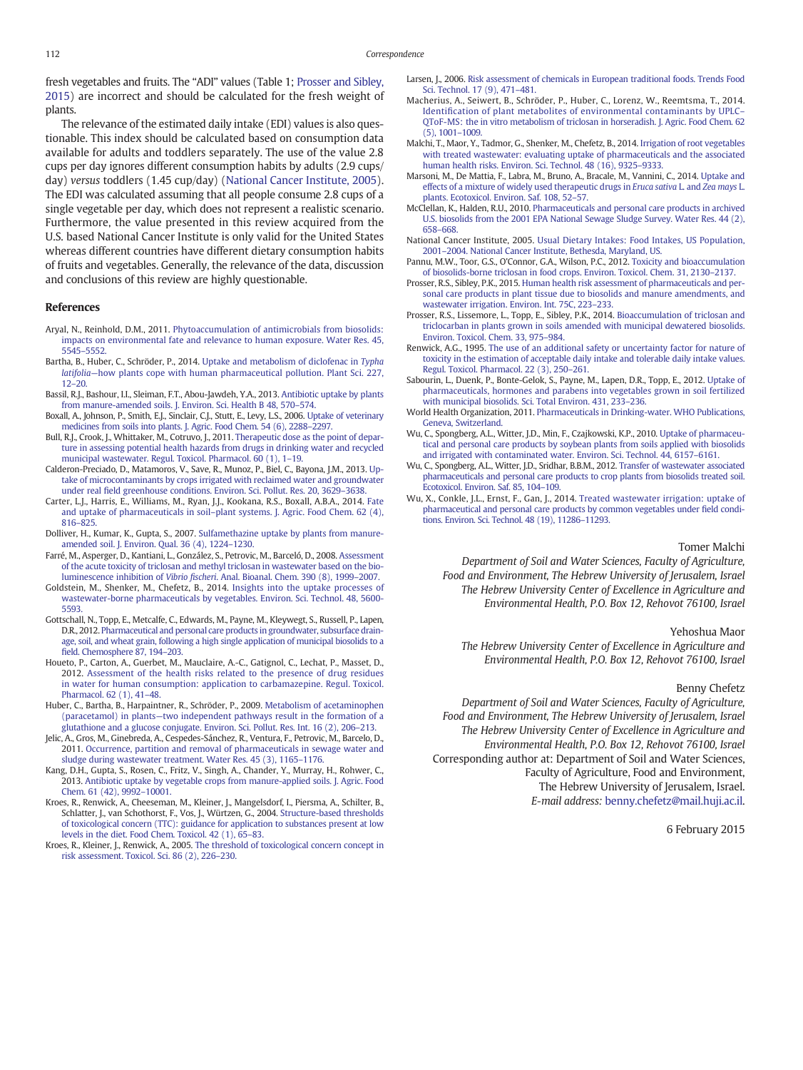fresh vegetables and fruits. The "ADI" values (Table 1; Prosser and Sibley, 2015) are incorrect and should be calculated for the fresh weight of plants.

The relevance of the estimated daily intake (EDI) values is also questionable. This index should be calculated based on consumption data available for adults and toddlers separately. The use of the value 2.8 cups per day ignores different consumption habits by adults (2.9 cups/day) *versus* toddlers (1.45 cup/day) (National Cancer Institute, 2005). The EDI was calculated assuming that all people consume 2.8 cups of a single vegetable per day, which does not represent a realistic scenario. Furthermore, the value presented in this review acquired from the U.S. based National Cancer Institute is only valid for the United States whereas different countries have different dietary consumption habits of fruits and vegetables. Generally, the relevance of the data, discussion and conclusions of this review are highly questionable.

## References

Aryal, N., Reinhold, D.M., 2011. Phytoaccumulation of antimicrobials from biosolids: impacts on environmental fate and relevance to human exposure. Water Res. 45, 5545–5552.

Bartha, B., Huber, C., Schröder, P., 2014. Uptake and metabolism of diclofenac in *Typha latifolia*—how plants cope with human pharmaceutical pollution. Plant Sci. 227, 12–20.

Bassil, R.J., Bashour, I.I., Sleiman, F.T., Abou-Jawdeh, Y.A., 2013. Antibiotic uptake by plants from manure-amended soils. J. Environ. Sci. Health B 48, 570–574.

Boxall, A., Johnson, P., Smith, E.J., Sinclair, C.J., Stutt, E., Levy, L.S., 2006. Uptake of veterinary medicines from soils into plants. J. Agric. Food Chem. 54 (6), 2288–2297.

Bull, R.J., Crook, J., Whittaker, M., Cotruvo, J., 2011. Therapeutic dose as the point of departure in assessing potential health hazards from drugs in drinking water and recycled municipal wastewater. Regul. Toxicol. Pharmacol. 60 (1), 1–19.

Calderon-Preciado, D., Matamoros, V., Save, R., Munoz, P., Biel, C., Bayona, J.M., 2013. Uptake of microcontaminants by crops irrigated with reclaimed water and groundwater under real field greenhouse conditions. Environ. Sci. Pollut. Res. 20, 3629–3638.

Carter, L.J., Harris, E., Williams, M., Ryan, J.J., Kookana, R.S., Boxall, A.B.A., 2014. Fate and uptake of pharmaceuticals in soil–plant systems. J. Agric. Food Chem. 62 (4), 816–825.

Dolliver, H., Kumar, K., Gupta, S., 2007. Sulfamethazine uptake by plants from manure-amended soil. J. Environ. Qual. 36 (4), 1224–1230.

Farré, M., Asperger, D., Kantiani, L., González, S., Petrovic, M., Barceló, D., 2008. Assessment of the acute toxicity of triclosan and methyl triclosan in wastewater based on the bioluminescence inhibition of *Vibrio fischeri*. Anal. Bioanal. Chem. 390 (8), 1999–2007.

Goldstein, M., Shenker, M., Chefetz, B., 2014. Insights into the uptake processes of wastewater-borne pharmaceuticals by vegetables. Environ. Sci. Technol. 48, 5600-5593.

Gottschall, N., Topp, E., Metcalfe, C., Edwards, M., Payne, M., Kleywegt, S., Russell, P., Lapen, D.R., 2012. Pharmaceutical and personal care products in groundwater, subsurface drainage, soil, and wheat grain, following a high single application of municipal biosolids to a field. Chemosphere 87, 194–203.

Houeto, P., Carton, A., Guerbet, M., Mauclaire, A.-C., Gatignol, C., Lechat, P., Masset, D., 2012. Assessment of the health risks related to the presence of drug residues in water for human consumption: application to carbamazepine. Regul. Toxicol. Pharmacol. 62 (1), 41–48.

Huber, C., Bartha, B., Harpaintner, R., Schröder, P., 2009. Metabolism of acetaminophen (paracetamol) in plants—two independent pathways result in the formation of a glutathione and a glucose conjugate. Environ. Sci. Pollut. Res. Int. 16 (2), 206–213.

Jelic, A., Gros, M., Ginebreda, A., Cespedes-Sánchez, R., Ventura, F., Petrovic, M., Barcelo, D., 2011. Occurrence, partition and removal of pharmaceuticals in sewage water and sludge during wastewater treatment. Water Res. 45 (3), 1165–1176.

Kang, D.H., Gupta, S., Rosen, C., Fritz, V., Singh, A., Chander, Y., Murray, H., Rohwer, C., 2013. Antibiotic uptake by vegetable crops from manure-applied soils. J. Agric. Food Chem. 61 (42), 9992–10001.

Kroes, R., Renwick, A., Cheeseman, M., Kleiner, J., Mangelsdorf, I., Piersma, A., Schilter, B., Schlatter, J., van Schothorst, F., Vos, J., Würtzen, G., 2004. Structure-based thresholds of toxicological concern (TTC): guidance for application to substances present at low levels in the diet. Food Chem. Toxicol. 42 (1), 65–83.

Kroes, R., Kleiner, J., Renwick, A., 2005. The threshold of toxicological concern concept in risk assessment. Toxicol. Sci. 86 (2), 226–230.

Larsen, J., 2006. Risk assessment of chemicals in European traditional foods. Trends Food Sci. Technol. 17 (9), 471–481.

Macherius, A., Seiwert, B., Schröder, P., Huber, C., Lorenz, W., Reemtsma, T., 2014. Identification of plant metabolites of environmental contaminants by UPLC–QToF-MS: the in vitro metabolism of triclosan in horseradish. J. Agric. Food Chem. 62 (5), 1001–1009.

Malchi, T., Maor, Y., Tadmor, G., Shenker, M., Chefetz, B., 2014. Irrigation of root vegetables with treated wastewater: evaluating uptake of pharmaceuticals and the associated human health risks. Environ. Sci. Technol. 48 (16), 9325–9333.

Marsoni, M., De Mattia, F., Labra, M., Bruno, A., Bracale, M., Vannini, C., 2014. Uptake and effects of a mixture of widely used therapeutic drugs in *Eruca sativa* L. and *Zea mays* L. plants. Ecotoxicol. Environ. Saf. 108, 52–57.

McClellan, K., Halden, R.U., 2010. Pharmaceuticals and personal care products in archived U.S. biosolids from the 2001 EPA National Sewage Sludge Survey. Water Res. 44 (2), 658–668.

National Cancer Institute, 2005. Usual Dietary Intakes: Food Intakes, US Population, 2001–2004. National Cancer Institute, Bethesda, Maryland, US.

Pannu, M.W., Toor, G.S., O'Connor, G.A., Wilson, P.C., 2012. Toxicity and bioaccumulation of biosolids-borne triclosan in food crops. Environ. Toxicol. Chem. 31, 2130–2137.

Prosser, R.S., Sibley, P.K., 2015. Human health risk assessment of pharmaceuticals and personal care products in plant tissue due to biosolids and manure amendments, and wastewater irrigation. Environ. Int. 75C, 223–233.

Prosser, R.S., Lissemore, L., Topp, E., Sibley, P.K., 2014. Bioaccumulation of triclosan and triclocarban in plants grown in soils amended with municipal dewatered biosolids. Environ. Toxicol. Chem. 33, 975–984.

Renwick, A.G., 1995. The use of an additional safety or uncertainty factor for nature of toxicity in the estimation of acceptable daily intake and tolerable daily intake values. Regul. Toxicol. Pharmacol. 22 (3), 250–261.

Sabourin, L., Duenk, P., Bonte-Gelok, S., Payne, M., Lapen, D.R., Topp, E., 2012. Uptake of pharmaceuticals, hormones and parabens into vegetables grown in soil fertilized with municipal biosolids. Sci. Total Environ. 431, 233–236.

World Health Organization, 2011. Pharmaceuticals in Drinking-water. WHO Publications, Geneva, Switzerland.

Wu, C., Spongberg, A.L., Witter, J.D., Min, F., Czajkowski, K.P., 2010. Uptake of pharmaceutical and personal care products by soybean plants from soils applied with biosolids and irrigated with contaminated water. Environ. Sci. Technol. 44, 6157–6161.

Wu, C., Spongberg, A.L., Witter, J.D., Sridhar, B.B.M., 2012. Transfer of wastewater associated pharmaceuticals and personal care products to crop plants from biosolids treated soil. Ecotoxicol. Environ. Saf. 85, 104–109.

Wu, X., Conkle, J.L., Ernst, F., Gan, J., 2014. Treated wastewater irrigation: uptake of pharmaceutical and personal care products by common vegetables under field conditions. Environ. Sci. Technol. 48 (19), 11286–11293.

Tomer Malchi

*Department of Soil and Water Sciences, Faculty of Agriculture, Food and Environment, The Hebrew University of Jerusalem, Israel*
*The Hebrew University Center of Excellence in Agriculture and Environmental Health, P.O. Box 12, Rehovot 76100, Israel*

Yehoshua Maor

*The Hebrew University Center of Excellence in Agriculture and Environmental Health, P.O. Box 12, Rehovot 76100, Israel*

Benny Chefetz

*Department of Soil and Water Sciences, Faculty of Agriculture, Food and Environment, The Hebrew University of Jerusalem, Israel*
*The Hebrew University Center of Excellence in Agriculture and Environmental Health, P.O. Box 12, Rehovot 76100, Israel*
Corresponding author at: Department of Soil and Water Sciences, Faculty of Agriculture, Food and Environment, The Hebrew University of Jerusalem, Israel.
*E-mail address:* benny.chefetz@mail.huji.ac.il.

6 February 2015